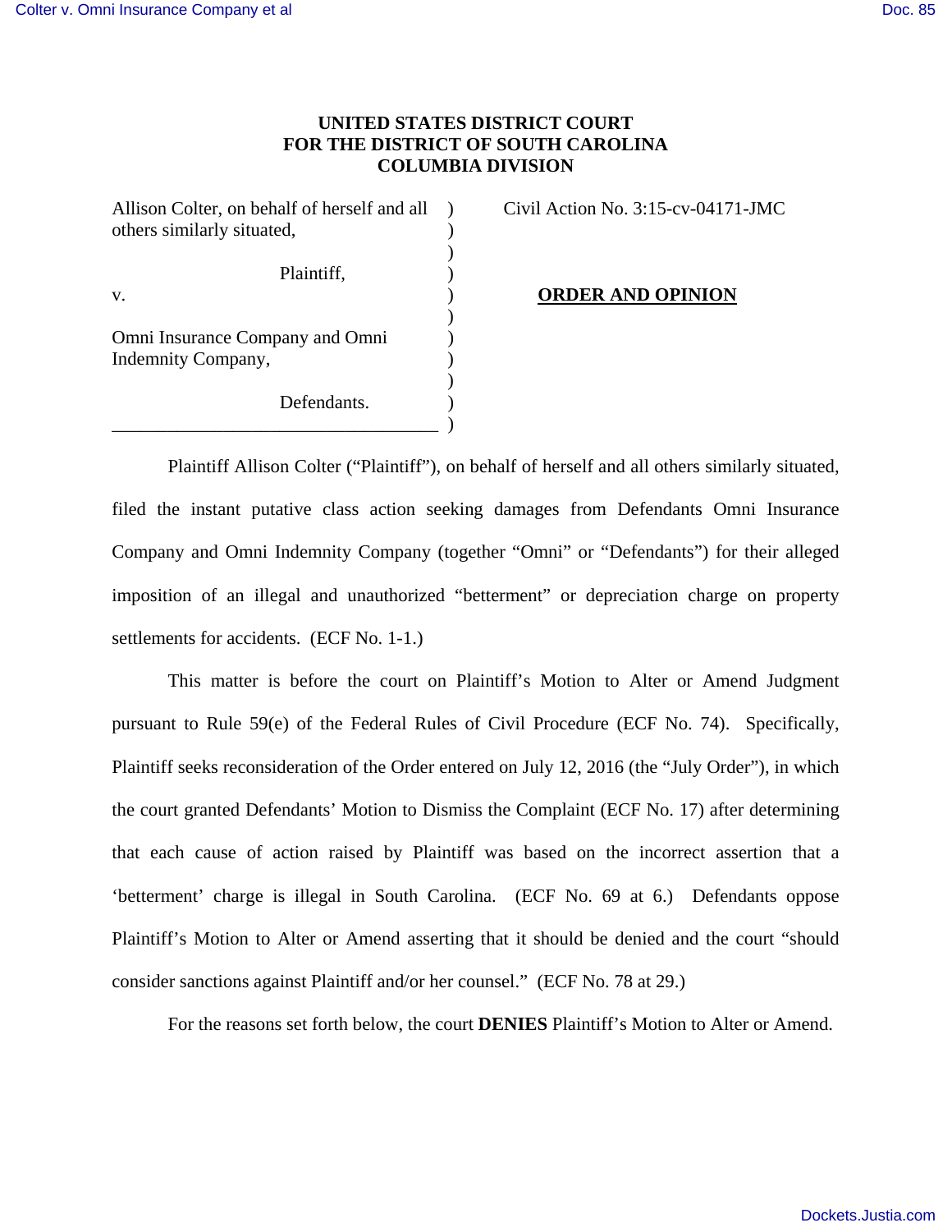**UNITED STATES DISTRICT COURT**
**FOR THE DISTRICT OF SOUTH CAROLINA**
**COLUMBIA DIVISION**

| | | |
|---|---|---|
| Allison Colter, on behalf of herself and all others similarly situated, | ) | Civil Action No. 3:15-cv-04171-JMC |
| Plaintiff, | ) | |
| v. | ) | **ORDER AND OPINION** |
| Omni Insurance Company and Omni Indemnity Company, | ) | |
| Defendants. | ) | |

Plaintiff Allison Colter ("Plaintiff"), on behalf of herself and all others similarly situated, filed the instant putative class action seeking damages from Defendants Omni Insurance Company and Omni Indemnity Company (together "Omni" or "Defendants") for their alleged imposition of an illegal and unauthorized "betterment" or depreciation charge on property settlements for accidents. (ECF No. 1-1.)

This matter is before the court on Plaintiff's Motion to Alter or Amend Judgment pursuant to Rule 59(e) of the Federal Rules of Civil Procedure (ECF No. 74). Specifically, Plaintiff seeks reconsideration of the Order entered on July 12, 2016 (the "July Order"), in which the court granted Defendants' Motion to Dismiss the Complaint (ECF No. 17) after determining that each cause of action raised by Plaintiff was based on the incorrect assertion that a 'betterment' charge is illegal in South Carolina. (ECF No. 69 at 6.) Defendants oppose Plaintiff's Motion to Alter or Amend asserting that it should be denied and the court "should consider sanctions against Plaintiff and/or her counsel." (ECF No. 78 at 29.)

For the reasons set forth below, the court **DENIES** Plaintiff's Motion to Alter or Amend.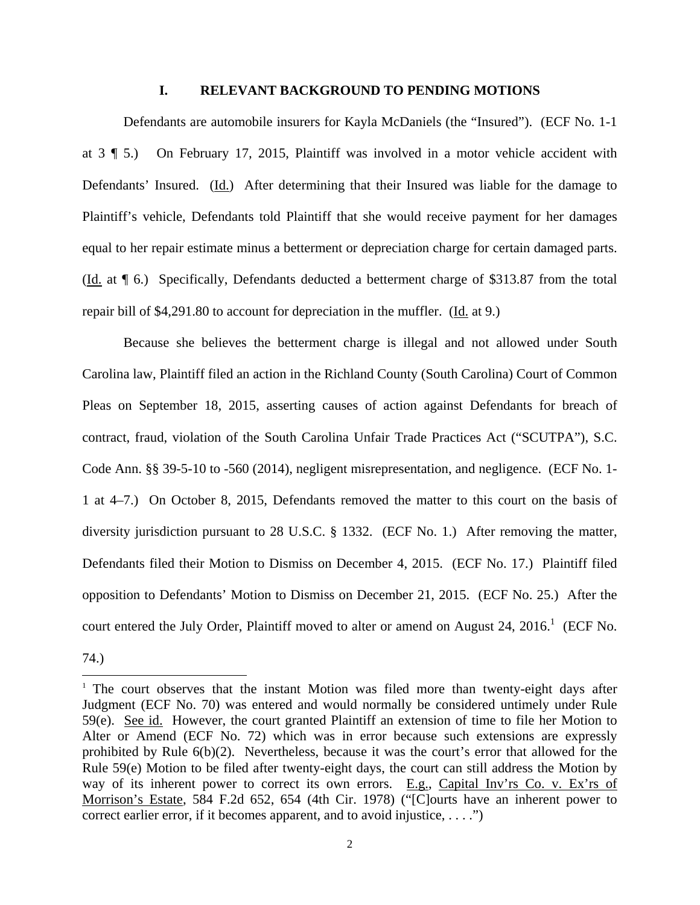## I. RELEVANT BACKGROUND TO PENDING MOTIONS

Defendants are automobile insurers for Kayla McDaniels (the "Insured"). (ECF No. 1-1 at 3 ¶ 5.) On February 17, 2015, Plaintiff was involved in a motor vehicle accident with Defendants' Insured. (Id.) After determining that their Insured was liable for the damage to Plaintiff's vehicle, Defendants told Plaintiff that she would receive payment for her damages equal to her repair estimate minus a betterment or depreciation charge for certain damaged parts. (Id. at ¶ 6.) Specifically, Defendants deducted a betterment charge of $313.87 from the total repair bill of $4,291.80 to account for depreciation in the muffler. (Id. at 9.)

Because she believes the betterment charge is illegal and not allowed under South Carolina law, Plaintiff filed an action in the Richland County (South Carolina) Court of Common Pleas on September 18, 2015, asserting causes of action against Defendants for breach of contract, fraud, violation of the South Carolina Unfair Trade Practices Act ("SCUTPA"), S.C. Code Ann. §§ 39-5-10 to -560 (2014), negligent misrepresentation, and negligence. (ECF No. 1-1 at 4–7.) On October 8, 2015, Defendants removed the matter to this court on the basis of diversity jurisdiction pursuant to 28 U.S.C. § 1332. (ECF No. 1.) After removing the matter, Defendants filed their Motion to Dismiss on December 4, 2015. (ECF No. 17.) Plaintiff filed opposition to Defendants' Motion to Dismiss on December 21, 2015. (ECF No. 25.) After the court entered the July Order, Plaintiff moved to alter or amend on August 24, 2016.[1] (ECF No. 74.)

[1] The court observes that the instant Motion was filed more than twenty-eight days after Judgment (ECF No. 70) was entered and would normally be considered untimely under Rule 59(e). See id. However, the court granted Plaintiff an extension of time to file her Motion to Alter or Amend (ECF No. 72) which was in error because such extensions are expressly prohibited by Rule 6(b)(2). Nevertheless, because it was the court's error that allowed for the Rule 59(e) Motion to be filed after twenty-eight days, the court can still address the Motion by way of its inherent power to correct its own errors. E.g., Capital Inv'rs Co. v. Ex'rs of Morrison's Estate, 584 F.2d 652, 654 (4th Cir. 1978) ("[C]ourts have an inherent power to correct earlier error, if it becomes apparent, and to avoid injustice, . . . .")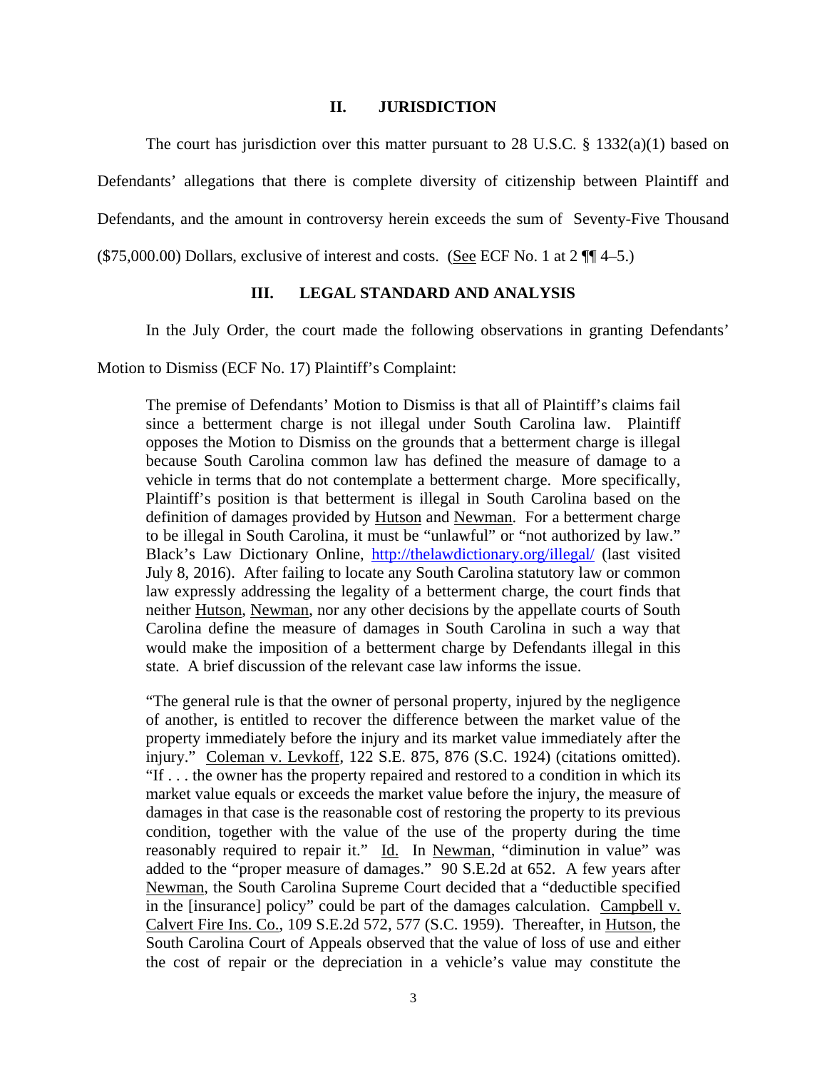## II. JURISDICTION

The court has jurisdiction over this matter pursuant to 28 U.S.C. § 1332(a)(1) based on Defendants' allegations that there is complete diversity of citizenship between Plaintiff and Defendants, and the amount in controversy herein exceeds the sum of Seventy-Five Thousand ($75,000.00) Dollars, exclusive of interest and costs. (See ECF No. 1 at 2 ¶¶ 4–5.)

## III. LEGAL STANDARD AND ANALYSIS

In the July Order, the court made the following observations in granting Defendants' Motion to Dismiss (ECF No. 17) Plaintiff's Complaint:

> The premise of Defendants' Motion to Dismiss is that all of Plaintiff's claims fail since a betterment charge is not illegal under South Carolina law. Plaintiff opposes the Motion to Dismiss on the grounds that a betterment charge is illegal because South Carolina common law has defined the measure of damage to a vehicle in terms that do not contemplate a betterment charge. More specifically, Plaintiff's position is that betterment is illegal in South Carolina based on the definition of damages provided by Hutson and Newman. For a betterment charge to be illegal in South Carolina, it must be "unlawful" or "not authorized by law." Black's Law Dictionary Online, http://thelawdictionary.org/illegal/ (last visited July 8, 2016). After failing to locate any South Carolina statutory law or common law expressly addressing the legality of a betterment charge, the court finds that neither Hutson, Newman, nor any other decisions by the appellate courts of South Carolina define the measure of damages in South Carolina in such a way that would make the imposition of a betterment charge by Defendants illegal in this state. A brief discussion of the relevant case law informs the issue.
>
> "The general rule is that the owner of personal property, injured by the negligence of another, is entitled to recover the difference between the market value of the property immediately before the injury and its market value immediately after the injury." Coleman v. Levkoff, 122 S.E. 875, 876 (S.C. 1924) (citations omitted). "If . . . the owner has the property repaired and restored to a condition in which its market value equals or exceeds the market value before the injury, the measure of damages in that case is the reasonable cost of restoring the property to its previous condition, together with the value of the use of the property during the time reasonably required to repair it." Id. In Newman, "diminution in value" was added to the "proper measure of damages." 90 S.E.2d at 652. A few years after Newman, the South Carolina Supreme Court decided that a "deductible specified in the [insurance] policy" could be part of the damages calculation. Campbell v. Calvert Fire Ins. Co., 109 S.E.2d 572, 577 (S.C. 1959). Thereafter, in Hutson, the South Carolina Court of Appeals observed that the value of loss of use and either the cost of repair or the depreciation in a vehicle's value may constitute the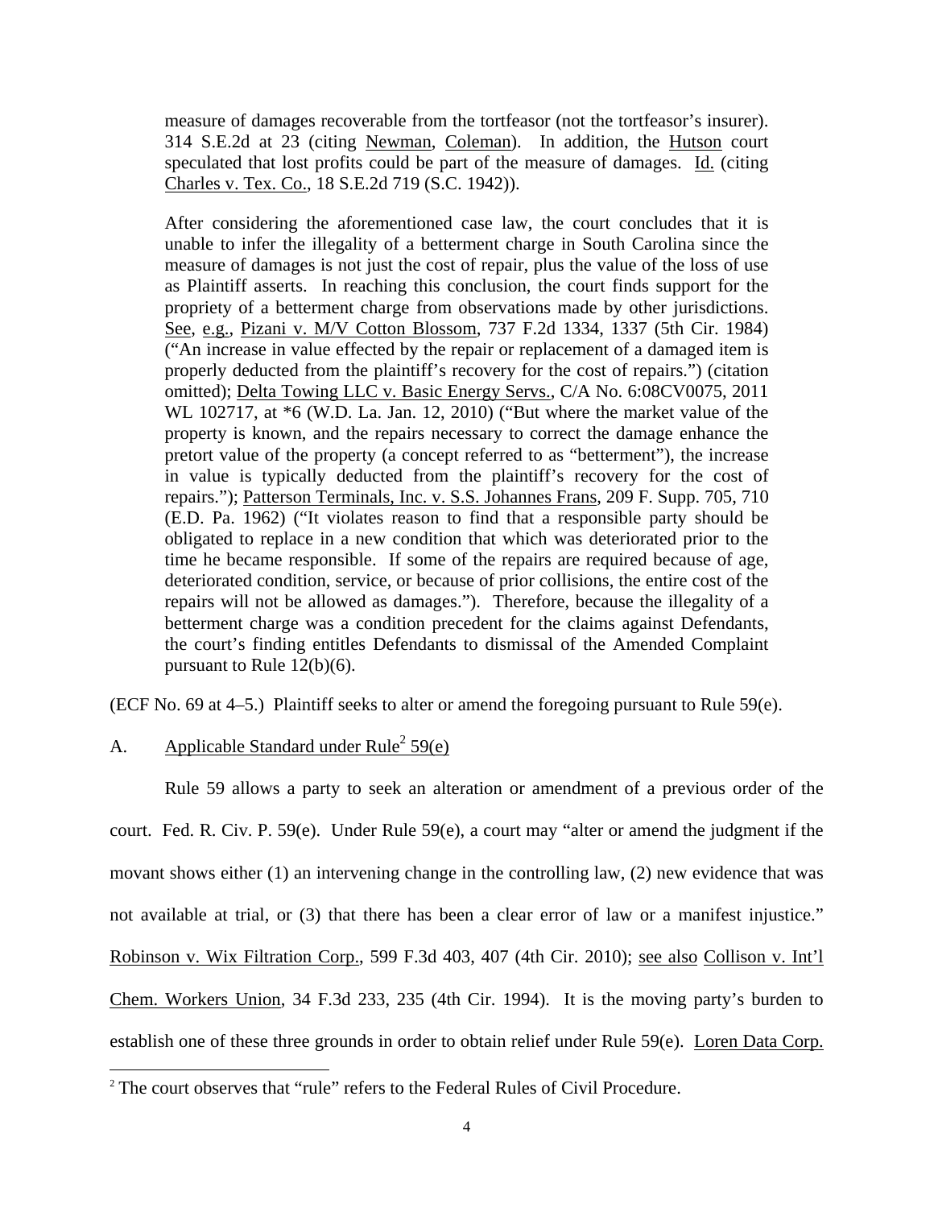> measure of damages recoverable from the tortfeasor (not the tortfeasor's insurer). 314 S.E.2d at 23 (citing Newman, Coleman). In addition, the Hutson court speculated that lost profits could be part of the measure of damages. Id. (citing Charles v. Tex. Co., 18 S.E.2d 719 (S.C. 1942)).
>
> After considering the aforementioned case law, the court concludes that it is unable to infer the illegality of a betterment charge in South Carolina since the measure of damages is not just the cost of repair, plus the value of the loss of use as Plaintiff asserts. In reaching this conclusion, the court finds support for the propriety of a betterment charge from observations made by other jurisdictions. See, e.g., Pizani v. M/V Cotton Blossom, 737 F.2d 1334, 1337 (5th Cir. 1984) ("An increase in value effected by the repair or replacement of a damaged item is properly deducted from the plaintiff's recovery for the cost of repairs.") (citation omitted); Delta Towing LLC v. Basic Energy Servs., C/A No. 6:08CV0075, 2011 WL 102717, at *6 (W.D. La. Jan. 12, 2010) ("But where the market value of the property is known, and the repairs necessary to correct the damage enhance the pretort value of the property (a concept referred to as "betterment"), the increase in value is typically deducted from the plaintiff's recovery for the cost of repairs."); Patterson Terminals, Inc. v. S.S. Johannes Frans, 209 F. Supp. 705, 710 (E.D. Pa. 1962) ("It violates reason to find that a responsible party should be obligated to replace in a new condition that which was deteriorated prior to the time he became responsible. If some of the repairs are required because of age, deteriorated condition, service, or because of prior collisions, the entire cost of the repairs will not be allowed as damages."). Therefore, because the illegality of a betterment charge was a condition precedent for the claims against Defendants, the court's finding entitles Defendants to dismissal of the Amended Complaint pursuant to Rule 12(b)(6).

(ECF No. 69 at 4–5.) Plaintiff seeks to alter or amend the foregoing pursuant to Rule 59(e).

### A. Applicable Standard under Rule[2] 59(e)

Rule 59 allows a party to seek an alteration or amendment of a previous order of the court. Fed. R. Civ. P. 59(e). Under Rule 59(e), a court may "alter or amend the judgment if the movant shows either (1) an intervening change in the controlling law, (2) new evidence that was not available at trial, or (3) that there has been a clear error of law or a manifest injustice." Robinson v. Wix Filtration Corp., 599 F.3d 403, 407 (4th Cir. 2010); see also Collison v. Int'l Chem. Workers Union, 34 F.3d 233, 235 (4th Cir. 1994). It is the moving party's burden to establish one of these three grounds in order to obtain relief under Rule 59(e). Loren Data Corp.

[2] The court observes that "rule" refers to the Federal Rules of Civil Procedure.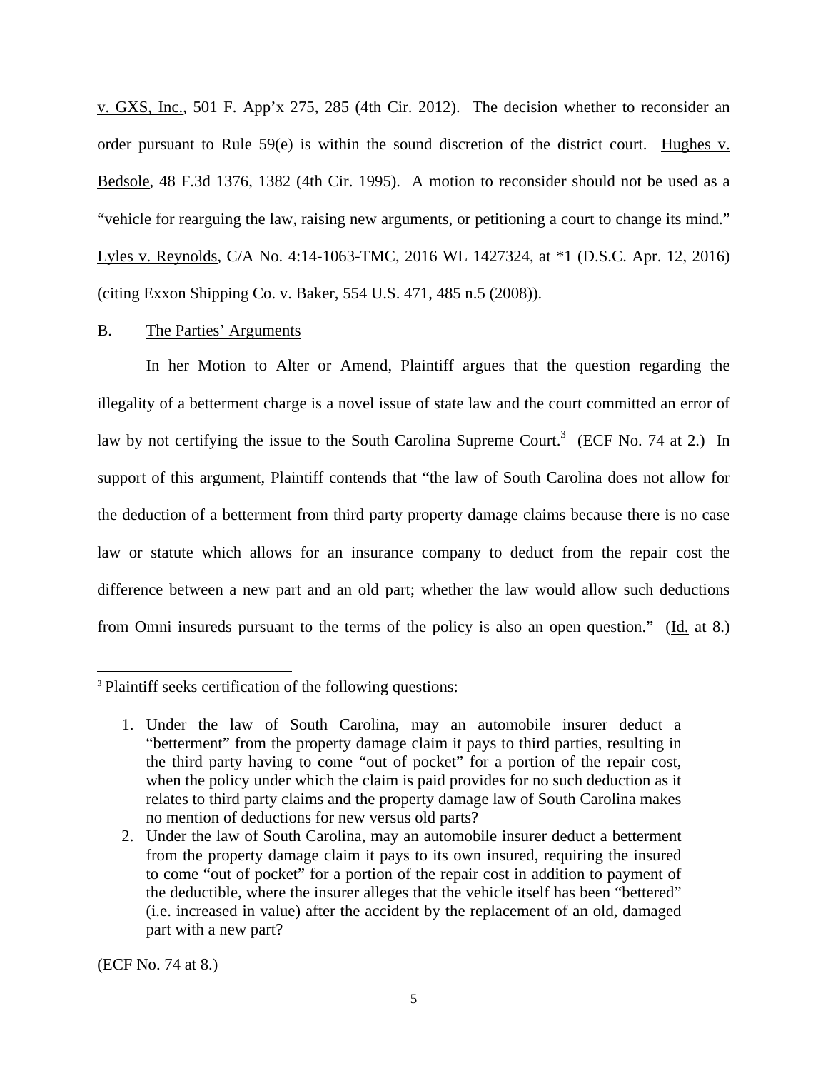v. GXS, Inc., 501 F. App'x 275, 285 (4th Cir. 2012). The decision whether to reconsider an order pursuant to Rule 59(e) is within the sound discretion of the district court. Hughes v. Bedsole, 48 F.3d 1376, 1382 (4th Cir. 1995). A motion to reconsider should not be used as a "vehicle for rearguing the law, raising new arguments, or petitioning a court to change its mind." Lyles v. Reynolds, C/A No. 4:14-1063-TMC, 2016 WL 1427324, at *1 (D.S.C. Apr. 12, 2016) (citing Exxon Shipping Co. v. Baker, 554 U.S. 471, 485 n.5 (2008)).

B. The Parties' Arguments

In her Motion to Alter or Amend, Plaintiff argues that the question regarding the illegality of a betterment charge is a novel issue of state law and the court committed an error of law by not certifying the issue to the South Carolina Supreme Court.[3] (ECF No. 74 at 2.) In support of this argument, Plaintiff contends that "the law of South Carolina does not allow for the deduction of a betterment from third party property damage claims because there is no case law or statute which allows for an insurance company to deduct from the repair cost the difference between a new part and an old part; whether the law would allow such deductions from Omni insureds pursuant to the terms of the policy is also an open question." (Id. at 8.)

---

[3] Plaintiff seeks certification of the following questions:

1. Under the law of South Carolina, may an automobile insurer deduct a "betterment" from the property damage claim it pays to third parties, resulting in the third party having to come "out of pocket" for a portion of the repair cost, when the policy under which the claim is paid provides for no such deduction as it relates to third party claims and the property damage law of South Carolina makes no mention of deductions for new versus old parts?
2. Under the law of South Carolina, may an automobile insurer deduct a betterment from the property damage claim it pays to its own insured, requiring the insured to come "out of pocket" for a portion of the repair cost in addition to payment of the deductible, where the insurer alleges that the vehicle itself has been "bettered" (i.e. increased in value) after the accident by the replacement of an old, damaged part with a new part?

(ECF No. 74 at 8.)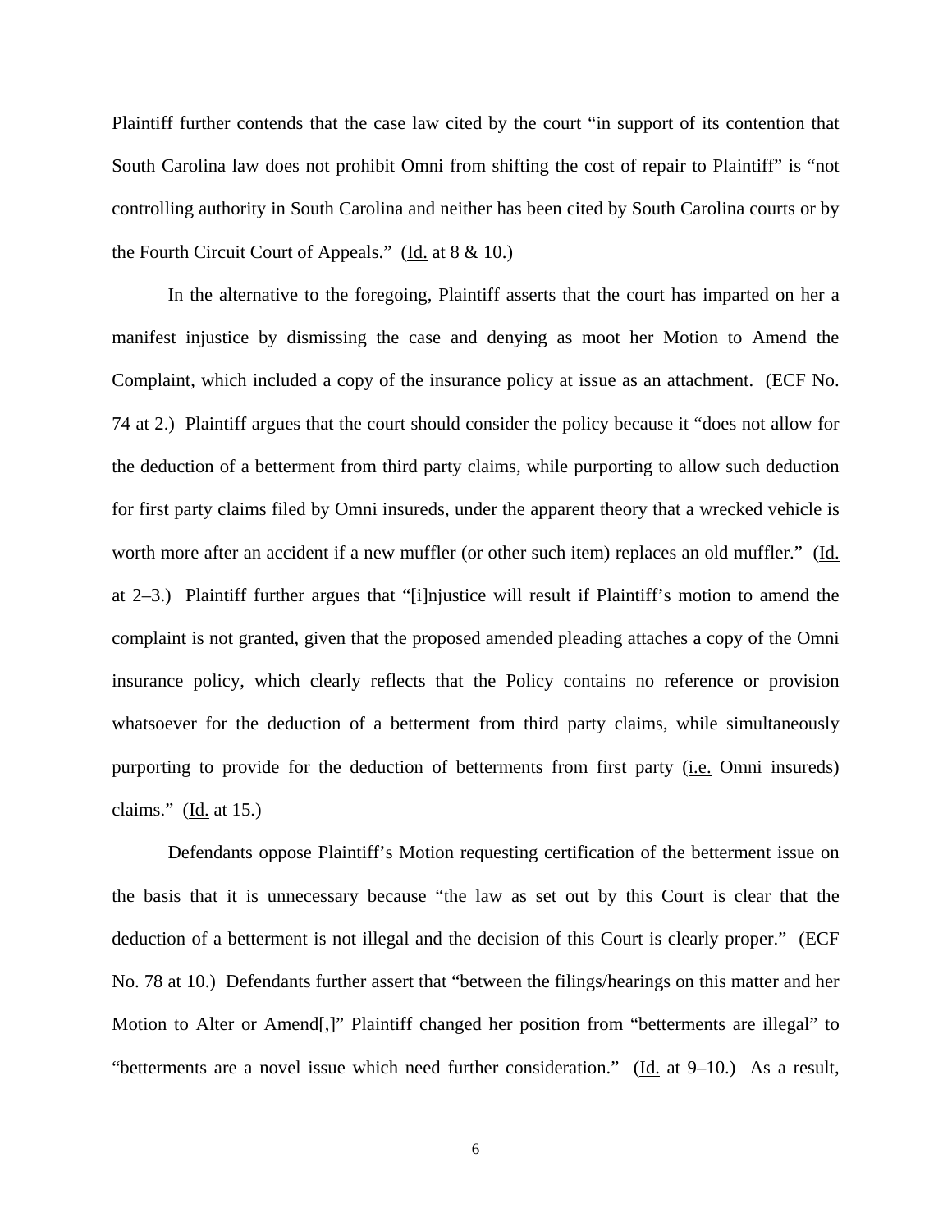Plaintiff further contends that the case law cited by the court "in support of its contention that South Carolina law does not prohibit Omni from shifting the cost of repair to Plaintiff" is "not controlling authority in South Carolina and neither has been cited by South Carolina courts or by the Fourth Circuit Court of Appeals." (Id. at 8 & 10.)

In the alternative to the foregoing, Plaintiff asserts that the court has imparted on her a manifest injustice by dismissing the case and denying as moot her Motion to Amend the Complaint, which included a copy of the insurance policy at issue as an attachment. (ECF No. 74 at 2.) Plaintiff argues that the court should consider the policy because it "does not allow for the deduction of a betterment from third party claims, while purporting to allow such deduction for first party claims filed by Omni insureds, under the apparent theory that a wrecked vehicle is worth more after an accident if a new muffler (or other such item) replaces an old muffler." (Id. at 2–3.) Plaintiff further argues that "[i]njustice will result if Plaintiff's motion to amend the complaint is not granted, given that the proposed amended pleading attaches a copy of the Omni insurance policy, which clearly reflects that the Policy contains no reference or provision whatsoever for the deduction of a betterment from third party claims, while simultaneously purporting to provide for the deduction of betterments from first party (i.e. Omni insureds) claims." (Id. at 15.)

Defendants oppose Plaintiff's Motion requesting certification of the betterment issue on the basis that it is unnecessary because "the law as set out by this Court is clear that the deduction of a betterment is not illegal and the decision of this Court is clearly proper." (ECF No. 78 at 10.) Defendants further assert that "between the filings/hearings on this matter and her Motion to Alter or Amend[,]" Plaintiff changed her position from "betterments are illegal" to "betterments are a novel issue which need further consideration." (Id. at 9–10.) As a result,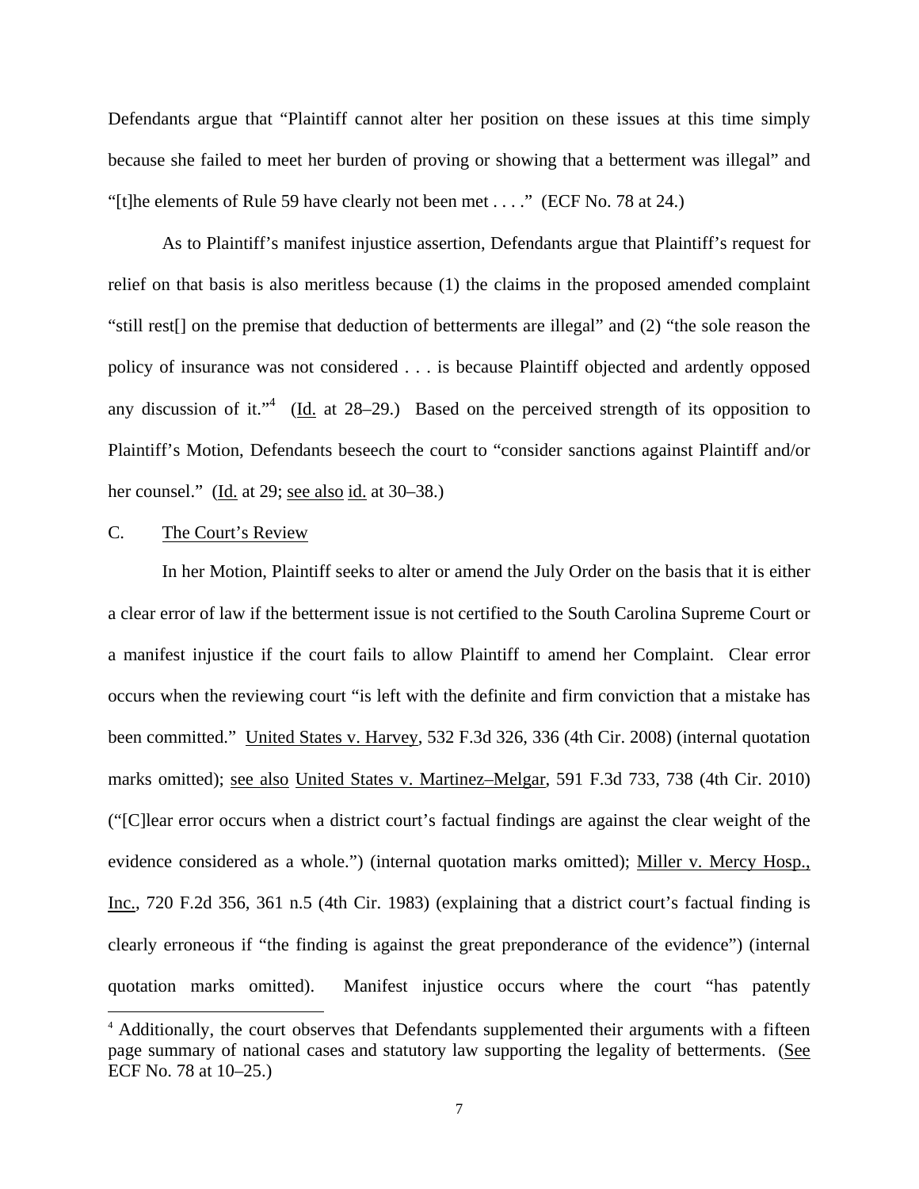Defendants argue that "Plaintiff cannot alter her position on these issues at this time simply because she failed to meet her burden of proving or showing that a betterment was illegal" and "[t]he elements of Rule 59 have clearly not been met . . . ." (ECF No. 78 at 24.)

As to Plaintiff's manifest injustice assertion, Defendants argue that Plaintiff's request for relief on that basis is also meritless because (1) the claims in the proposed amended complaint "still rest[] on the premise that deduction of betterments are illegal" and (2) "the sole reason the policy of insurance was not considered . . . is because Plaintiff objected and ardently opposed any discussion of it."[4] (Id. at 28–29.) Based on the perceived strength of its opposition to Plaintiff's Motion, Defendants beseech the court to "consider sanctions against Plaintiff and/or her counsel." (Id. at 29; see also id. at 30–38.)

C. The Court's Review

In her Motion, Plaintiff seeks to alter or amend the July Order on the basis that it is either a clear error of law if the betterment issue is not certified to the South Carolina Supreme Court or a manifest injustice if the court fails to allow Plaintiff to amend her Complaint. Clear error occurs when the reviewing court "is left with the definite and firm conviction that a mistake has been committed." United States v. Harvey, 532 F.3d 326, 336 (4th Cir. 2008) (internal quotation marks omitted); see also United States v. Martinez–Melgar, 591 F.3d 733, 738 (4th Cir. 2010) ("[C]lear error occurs when a district court's factual findings are against the clear weight of the evidence considered as a whole.") (internal quotation marks omitted); Miller v. Mercy Hosp., Inc., 720 F.2d 356, 361 n.5 (4th Cir. 1983) (explaining that a district court's factual finding is clearly erroneous if "the finding is against the great preponderance of the evidence") (internal quotation marks omitted). Manifest injustice occurs where the court "has patently

[4] Additionally, the court observes that Defendants supplemented their arguments with a fifteen page summary of national cases and statutory law supporting the legality of betterments. (See ECF No. 78 at 10–25.)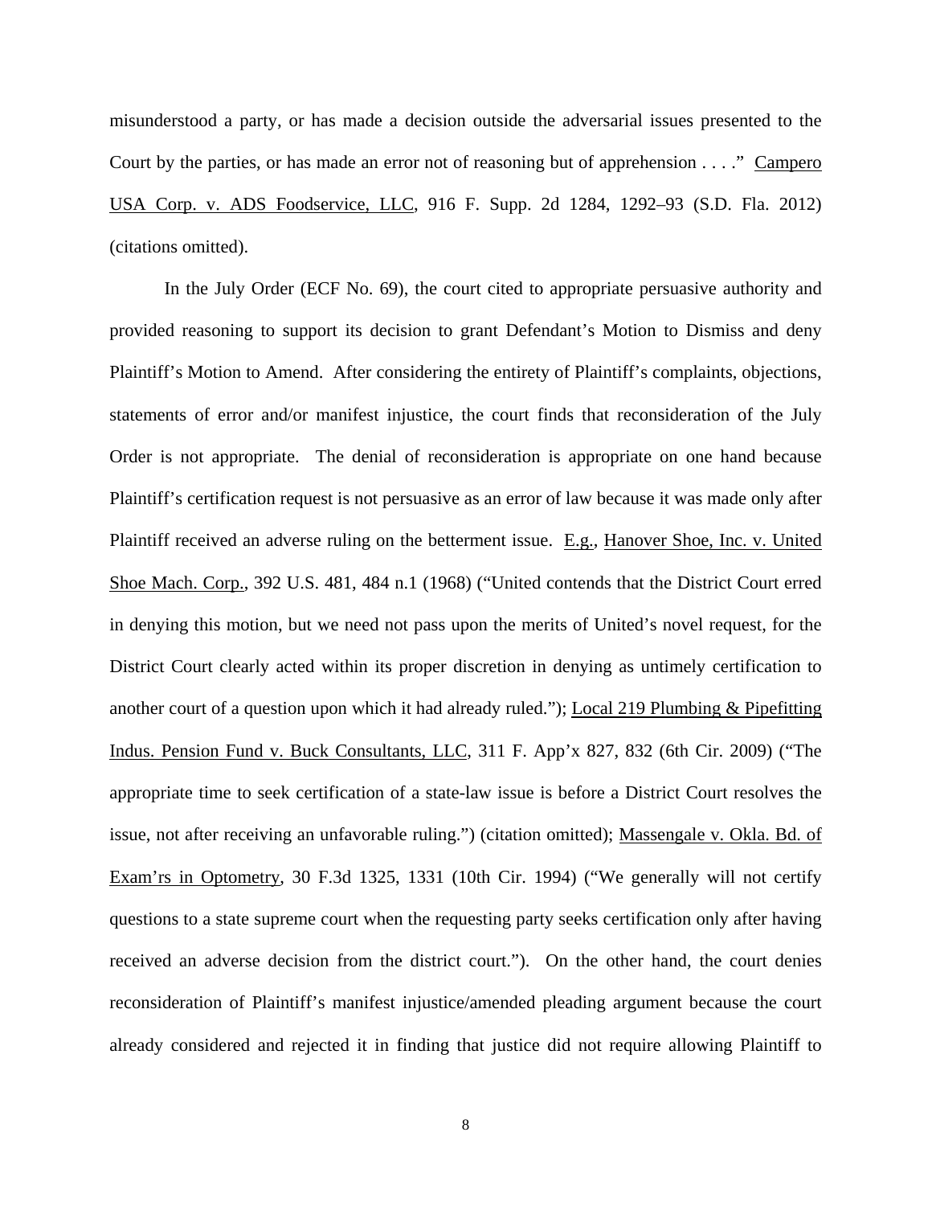misunderstood a party, or has made a decision outside the adversarial issues presented to the Court by the parties, or has made an error not of reasoning but of apprehension . . . ." Campero USA Corp. v. ADS Foodservice, LLC, 916 F. Supp. 2d 1284, 1292–93 (S.D. Fla. 2012) (citations omitted).

In the July Order (ECF No. 69), the court cited to appropriate persuasive authority and provided reasoning to support its decision to grant Defendant's Motion to Dismiss and deny Plaintiff's Motion to Amend. After considering the entirety of Plaintiff's complaints, objections, statements of error and/or manifest injustice, the court finds that reconsideration of the July Order is not appropriate. The denial of reconsideration is appropriate on one hand because Plaintiff's certification request is not persuasive as an error of law because it was made only after Plaintiff received an adverse ruling on the betterment issue. E.g., Hanover Shoe, Inc. v. United Shoe Mach. Corp., 392 U.S. 481, 484 n.1 (1968) ("United contends that the District Court erred in denying this motion, but we need not pass upon the merits of United's novel request, for the District Court clearly acted within its proper discretion in denying as untimely certification to another court of a question upon which it had already ruled."); Local 219 Plumbing & Pipefitting Indus. Pension Fund v. Buck Consultants, LLC, 311 F. App'x 827, 832 (6th Cir. 2009) ("The appropriate time to seek certification of a state-law issue is before a District Court resolves the issue, not after receiving an unfavorable ruling.") (citation omitted); Massengale v. Okla. Bd. of Exam'rs in Optometry, 30 F.3d 1325, 1331 (10th Cir. 1994) ("We generally will not certify questions to a state supreme court when the requesting party seeks certification only after having received an adverse decision from the district court."). On the other hand, the court denies reconsideration of Plaintiff's manifest injustice/amended pleading argument because the court already considered and rejected it in finding that justice did not require allowing Plaintiff to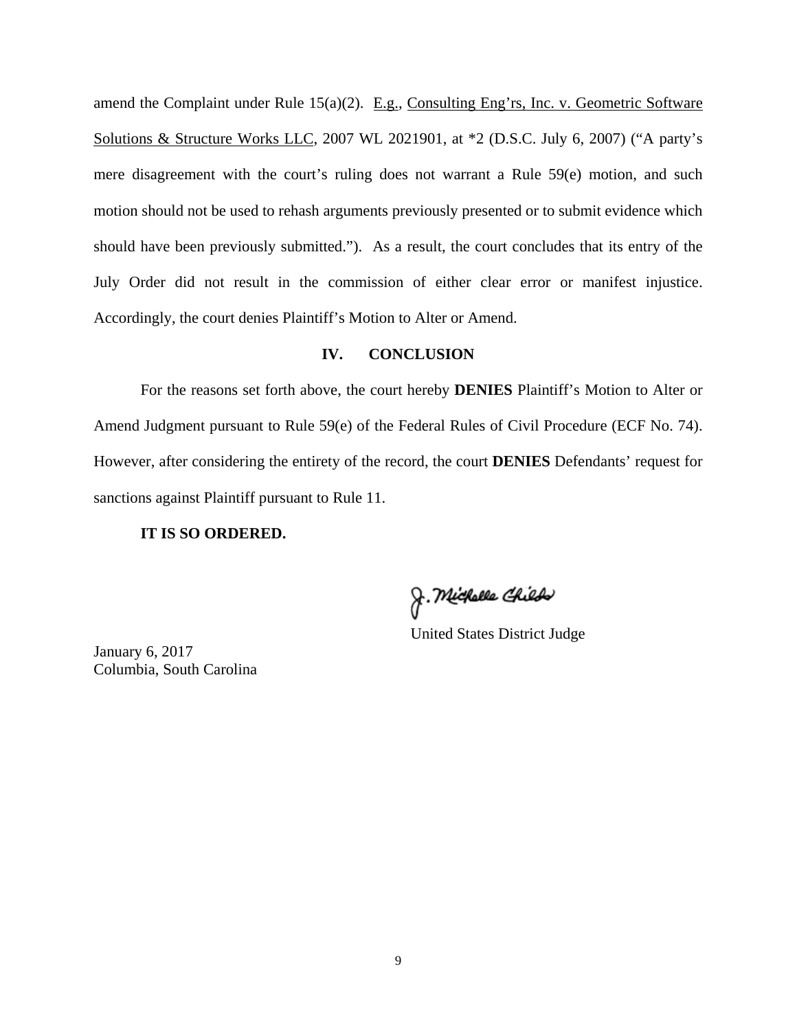amend the Complaint under Rule 15(a)(2). E.g., Consulting Eng'rs, Inc. v. Geometric Software Solutions & Structure Works LLC, 2007 WL 2021901, at *2 (D.S.C. July 6, 2007) ("A party's mere disagreement with the court's ruling does not warrant a Rule 59(e) motion, and such motion should not be used to rehash arguments previously presented or to submit evidence which should have been previously submitted."). As a result, the court concludes that its entry of the July Order did not result in the commission of either clear error or manifest injustice. Accordingly, the court denies Plaintiff's Motion to Alter or Amend.

## IV. CONCLUSION

For the reasons set forth above, the court hereby **DENIES** Plaintiff's Motion to Alter or Amend Judgment pursuant to Rule 59(e) of the Federal Rules of Civil Procedure (ECF No. 74). However, after considering the entirety of the record, the court **DENIES** Defendants' request for sanctions against Plaintiff pursuant to Rule 11.

**IT IS SO ORDERED.**

J. Michelle Childs

United States District Judge

January 6, 2017
Columbia, South Carolina